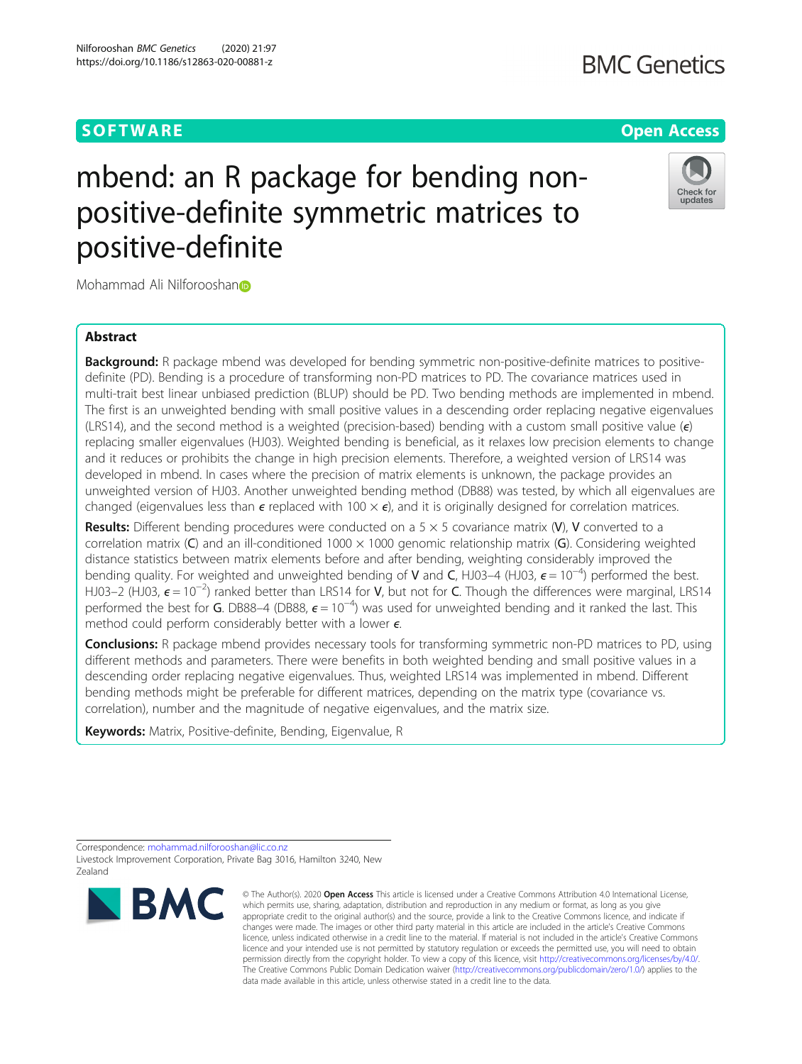SOFTWARE

Open Access

# mbend: an R package for bending non-positive-definite symmetric matrices to positive-definite

Mohammad Ali Nilforooshan

## Abstract

**Background:** R package mbend was developed for bending symmetric non-positive-definite matrices to positive-definite (PD). Bending is a procedure of transforming non-PD matrices to PD. The covariance matrices used in multi-trait best linear unbiased prediction (BLUP) should be PD. Two bending methods are implemented in mbend. The first is an unweighted bending with small positive values in a descending order replacing negative eigenvalues (LRS14), and the second method is a weighted (precision-based) bending with a custom small positive value ($\epsilon$) replacing smaller eigenvalues (HJ03). Weighted bending is beneficial, as it relaxes low precision elements to change and it reduces or prohibits the change in high precision elements. Therefore, a weighted version of LRS14 was developed in mbend. In cases where the precision of matrix elements is unknown, the package provides an unweighted version of HJ03. Another unweighted bending method (DB88) was tested, by which all eigenvalues are changed (eigenvalues less than $\epsilon$ replaced with $100 \times \epsilon$), and it is originally designed for correlation matrices.

**Results:** Different bending procedures were conducted on a $5 \times 5$ covariance matrix (**V**), **V** converted to a correlation matrix (**C**) and an ill-conditioned $1000 \times 1000$ genomic relationship matrix (**G**). Considering weighted distance statistics between matrix elements before and after bending, weighting considerably improved the bending quality. For weighted and unweighted bending of **V** and **C**, HJ03–4 (HJ03, $\epsilon = 10^{-4}$) performed the best. HJ03–2 (HJ03, $\epsilon = 10^{-2}$) ranked better than LRS14 for **V**, but not for **C**. Though the differences were marginal, LRS14 performed the best for **G**. DB88–4 (DB88, $\epsilon = 10^{-4}$) was used for unweighted bending and it ranked the last. This method could perform considerably better with a lower $\epsilon$.

**Conclusions:** R package mbend provides necessary tools for transforming symmetric non-PD matrices to PD, using different methods and parameters. There were benefits in both weighted bending and small positive values in a descending order replacing negative eigenvalues. Thus, weighted LRS14 was implemented in mbend. Different bending methods might be preferable for different matrices, depending on the matrix type (covariance vs. correlation), number and the magnitude of negative eigenvalues, and the matrix size.

**Keywords:** Matrix, Positive-definite, Bending, Eigenvalue, R

Correspondence: mohammad.nilforooshan@lic.co.nz
Livestock Improvement Corporation, Private Bag 3016, Hamilton 3240, New Zealand

© The Author(s). 2020 **Open Access** This article is licensed under a Creative Commons Attribution 4.0 International License, which permits use, sharing, adaptation, distribution and reproduction in any medium or format, as long as you give appropriate credit to the original author(s) and the source, provide a link to the Creative Commons licence, and indicate if changes were made. The images or other third party material in this article are included in the article's Creative Commons licence, unless indicated otherwise in a credit line to the material. If material is not included in the article's Creative Commons licence and your intended use is not permitted by statutory regulation or exceeds the permitted use, you will need to obtain permission directly from the copyright holder. To view a copy of this licence, visit http://creativecommons.org/licenses/by/4.0/. The Creative Commons Public Domain Dedication waiver (http://creativecommons.org/publicdomain/zero/1.0/) applies to the data made available in this article, unless otherwise stated in a credit line to the data.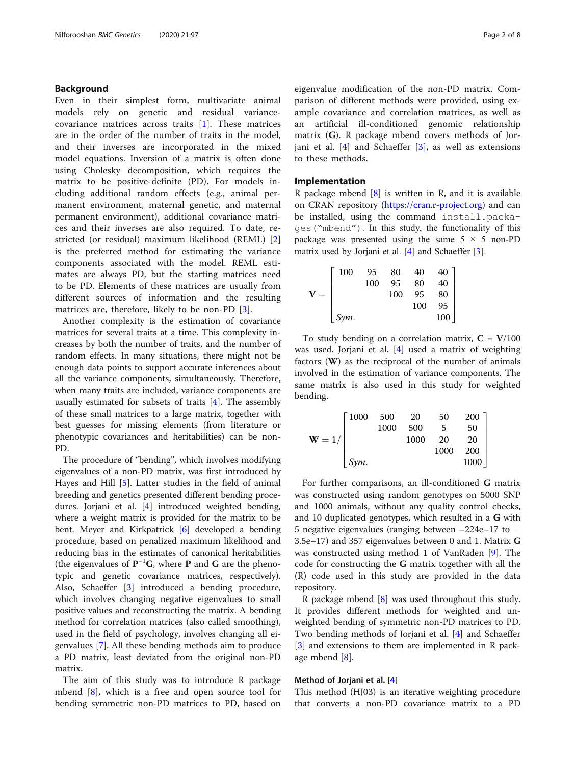## Background

Even in their simplest form, multivariate animal models rely on genetic and residual variance-covariance matrices across traits [1]. These matrices are in the order of the number of traits in the model, and their inverses are incorporated in the mixed model equations. Inversion of a matrix is often done using Cholesky decomposition, which requires the matrix to be positive-definite (PD). For models including additional random effects (e.g., animal permanent environment, maternal genetic, and maternal permanent environment), additional covariance matrices and their inverses are also required. To date, restricted (or residual) maximum likelihood (REML) [2] is the preferred method for estimating the variance components associated with the model. REML estimates are always PD, but the starting matrices need to be PD. Elements of these matrices are usually from different sources of information and the resulting matrices are, therefore, likely to be non-PD [3].

Another complexity is the estimation of covariance matrices for several traits at a time. This complexity increases by both the number of traits, and the number of random effects. In many situations, there might not be enough data points to support accurate inferences about all the variance components, simultaneously. Therefore, when many traits are included, variance components are usually estimated for subsets of traits [4]. The assembly of these small matrices to a large matrix, together with best guesses for missing elements (from literature or phenotypic covariances and heritabilities) can be non-PD.

The procedure of "bending", which involves modifying eigenvalues of a non-PD matrix, was first introduced by Hayes and Hill [5]. Latter studies in the field of animal breeding and genetics presented different bending procedures. Jorjani et al. [4] introduced weighted bending, where a weight matrix is provided for the matrix to be bent. Meyer and Kirkpatrick [6] developed a bending procedure, based on penalized maximum likelihood and reducing bias in the estimates of canonical heritabilities (the eigenvalues of $\mathbf{P}^{-1}\mathbf{G}$, where $\mathbf{P}$ and $\mathbf{G}$ are the phenotypic and genetic covariance matrices, respectively). Also, Schaeffer [3] introduced a bending procedure, which involves changing negative eigenvalues to small positive values and reconstructing the matrix. A bending method for correlation matrices (also called smoothing), used in the field of psychology, involves changing all eigenvalues [7]. All these bending methods aim to produce a PD matrix, least deviated from the original non-PD matrix.

The aim of this study was to introduce R package mbend [8], which is a free and open source tool for bending symmetric non-PD matrices to PD, based on eigenvalue modification of the non-PD matrix. Comparison of different methods were provided, using example covariance and correlation matrices, as well as an artificial ill-conditioned genomic relationship matrix ($\mathbf{G}$). R package mbend covers methods of Jorjani et al. [4] and Schaeffer [3], as well as extensions to these methods.

## Implementation

R package mbend [8] is written in R, and it is available on CRAN repository (https://cran.r-project.org) and can be installed, using the command `install.packages("mbend")`. In this study, the functionality of this package was presented using the same $5 \times 5$ non-PD matrix used by Jorjani et al. [4] and Schaeffer [3].

$$\mathbf{V} = \begin{bmatrix} 100 & 95 & 80 & 40 & 40 \\ & 100 & 95 & 80 & 40 \\ & & 100 & 95 & 80 \\ & & & 100 & 95 \\ Sym. & & & & 100 \end{bmatrix}$$

To study bending on a correlation matrix, $\mathbf{C} = \mathbf{V}/100$ was used. Jorjani et al. [4] used a matrix of weighting factors ($\mathbf{W}$) as the reciprocal of the number of animals involved in the estimation of variance components. The same matrix is also used in this study for weighted bending.

$$\mathbf{W} = 1/\begin{bmatrix} 1000 & 500 & 20 & 50 & 200 \\ & 1000 & 500 & 5 & 50 \\ & & 1000 & 20 & 20 \\ & & & 1000 & 200 \\ Sym. & & & & 1000 \end{bmatrix}$$

For further comparisons, an ill-conditioned $\mathbf{G}$ matrix was constructed using random genotypes on 5000 SNP and 1000 animals, without any quality control checks, and 10 duplicated genotypes, which resulted in a $\mathbf{G}$ with 5 negative eigenvalues (ranging between $-224e{-}17$ to $-3.5e{-}17$) and 357 eigenvalues between 0 and 1. Matrix $\mathbf{G}$ was constructed using method 1 of VanRaden [9]. The code for constructing the $\mathbf{G}$ matrix together with all the (R) code used in this study are provided in the data repository.

R package mbend [8] was used throughout this study. It provides different methods for weighted and unweighted bending of symmetric non-PD matrices to PD. Two bending methods of Jorjani et al. [4] and Schaeffer [3] and extensions to them are implemented in R package mbend [8].

### Method of Jorjani et al. [4]

This method (HJ03) is an iterative weighting procedure that converts a non-PD covariance matrix to a PD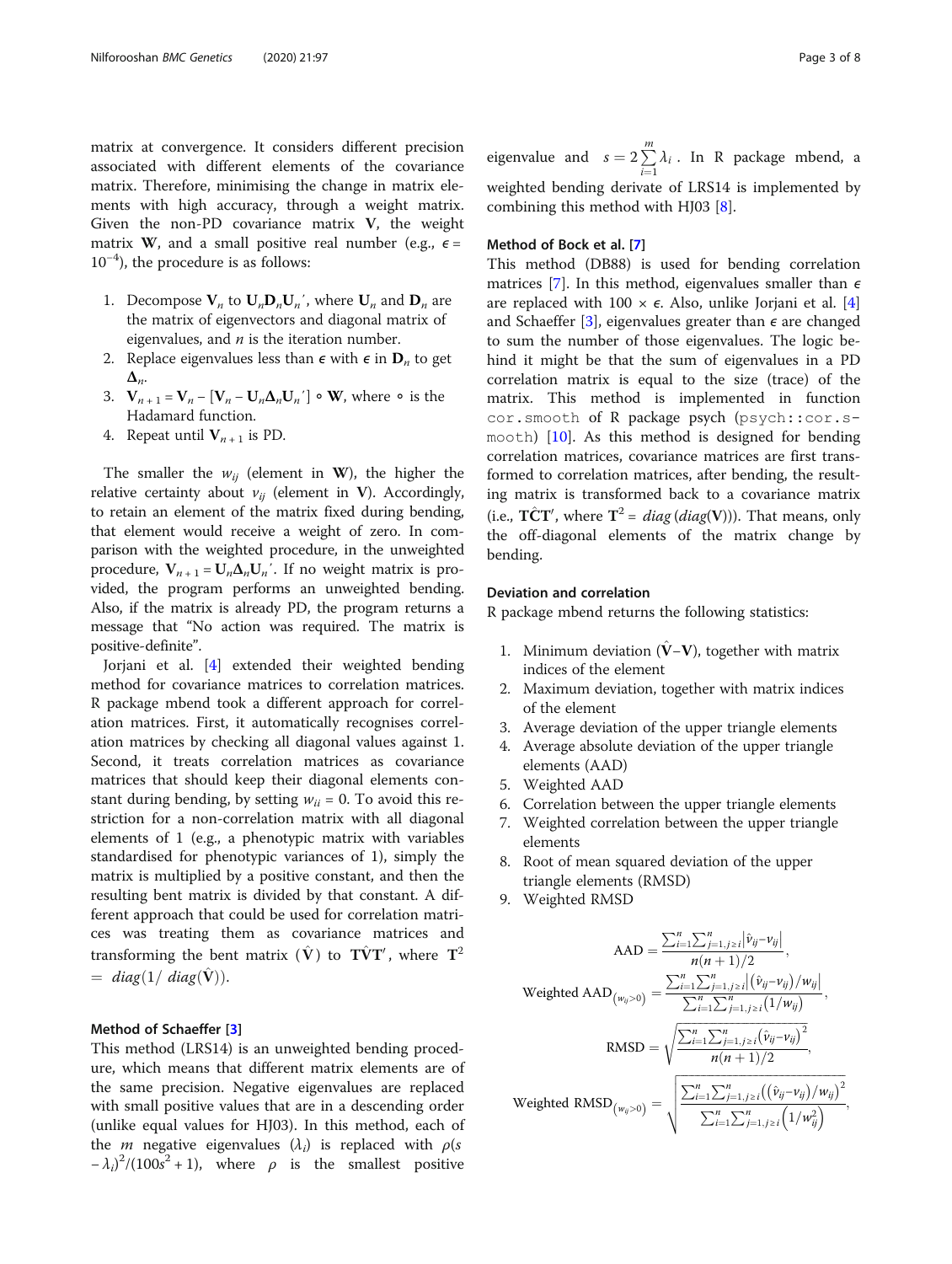matrix at convergence. It considers different precision associated with different elements of the covariance matrix. Therefore, minimising the change in matrix elements with high accuracy, through a weight matrix. Given the non-PD covariance matrix $\mathbf{V}$, the weight matrix $\mathbf{W}$, and a small positive real number (e.g., $\epsilon = 10^{-4}$), the procedure is as follows:

1. Decompose $\mathbf{V}_n$ to $\mathbf{U}_n\mathbf{D}_n\mathbf{U}_n'$, where $\mathbf{U}_n$ and $\mathbf{D}_n$ are the matrix of eigenvectors and diagonal matrix of eigenvalues, and $n$ is the iteration number.
2. Replace eigenvalues less than $\epsilon$ with $\epsilon$ in $\mathbf{D}_n$ to get $\mathbf{\Delta}_n$.
3. $\mathbf{V}_{n+1} = \mathbf{V}_n - [\mathbf{V}_n - \mathbf{U}_n\mathbf{\Delta}_n\mathbf{U}_n'] \circ \mathbf{W}$, where $\circ$ is the Hadamard function.
4. Repeat until $\mathbf{V}_{n+1}$ is PD.

The smaller the $w_{ij}$ (element in $\mathbf{W}$), the higher the relative certainty about $v_{ij}$ (element in $\mathbf{V}$). Accordingly, to retain an element of the matrix fixed during bending, that element would receive a weight of zero. In comparison with the weighted procedure, in the unweighted procedure, $\mathbf{V}_{n+1} = \mathbf{U}_n\mathbf{\Delta}_n\mathbf{U}_n'$. If no weight matrix is provided, the program performs an unweighted bending. Also, if the matrix is already PD, the program returns a message that "No action was required. The matrix is positive-definite".

Jorjani et al. [4] extended their weighted bending method for covariance matrices to correlation matrices. R package mbend took a different approach for correlation matrices. First, it automatically recognises correlation matrices by checking all diagonal values against 1. Second, it treats correlation matrices as covariance matrices that should keep their diagonal elements constant during bending, by setting $w_{ii} = 0$. To avoid this restriction for a non-correlation matrix with all diagonal elements of 1 (e.g., a phenotypic matrix with variables standardised for phenotypic variances of 1), simply the matrix is multiplied by a positive constant, and then the resulting bent matrix is divided by that constant. A different approach that could be used for correlation matrices was treating them as covariance matrices and transforming the bent matrix ($\hat{\mathbf{V}}$) to $\mathbf{T}\hat{\mathbf{V}}\mathbf{T}'$, where $\mathbf{T}^2 = diag(1/\ diag(\hat{\mathbf{V}}))$.

### Method of Schaeffer [3]

This method (LRS14) is an unweighted bending procedure, which means that different matrix elements are of the same precision. Negative eigenvalues are replaced with small positive values that are in a descending order (unlike equal values for HJ03). In this method, each of the $m$ negative eigenvalues ($\lambda_i$) is replaced with $\rho(s - \lambda_i)^2/(100s^2 + 1)$, where $\rho$ is the smallest positive eigenvalue and $s = 2\sum_{i=1}^{m}\lambda_i$. In R package mbend, a weighted bending derivate of LRS14 is implemented by combining this method with HJ03 [8].

### Method of Bock et al. [7]

This method (DB88) is used for bending correlation matrices [7]. In this method, eigenvalues smaller than $\epsilon$ are replaced with $100 \times \epsilon$. Also, unlike Jorjani et al. [4] and Schaeffer [3], eigenvalues greater than $\epsilon$ are changed to sum the number of those eigenvalues. The logic behind it might be that the sum of eigenvalues in a PD correlation matrix is equal to the size (trace) of the matrix. This method is implemented in function `cor.smooth` of R package psych (`psych::cor.smooth`) [10]. As this method is designed for bending correlation matrices, covariance matrices are first transformed to correlation matrices, after bending, the resulting matrix is transformed back to a covariance matrix (i.e., $\mathbf{T}\hat{\mathbf{C}}\mathbf{T}'$, where $\mathbf{T}^2 = diag(diag(\mathbf{V}))$). That means, only the off-diagonal elements of the matrix change by bending.

### Deviation and correlation

R package mbend returns the following statistics:

1. Minimum deviation ($\hat{\mathbf{V}}-\mathbf{V}$), together with matrix indices of the element
2. Maximum deviation, together with matrix indices of the element
3. Average deviation of the upper triangle elements
4. Average absolute deviation of the upper triangle elements (AAD)
5. Weighted AAD
6. Correlation between the upper triangle elements
7. Weighted correlation between the upper triangle elements
8. Root of mean squared deviation of the upper triangle elements (RMSD)
9. Weighted RMSD

$$\text{AAD} = \frac{\sum_{i=1}^{n}\sum_{j=1,j\geq i}^{n}\left|\hat{v}_{ij}-v_{ij}\right|}{n(n+1)/2},$$

$$\text{Weighted AAD}_{(w_{ij}>0)} = \frac{\sum_{i=1}^{n}\sum_{j=1,j\geq i}^{n}\left|\left(\hat{v}_{ij}-v_{ij}\right)/w_{ij}\right|}{\sum_{i=1}^{n}\sum_{j=1,j\geq i}^{n}\left(1/w_{ij}\right)},$$

$$\text{RMSD} = \sqrt{\frac{\sum_{i=1}^{n}\sum_{j=1,j\geq i}^{n}\left(\hat{v}_{ij}-v_{ij}\right)^2}{n(n+1)/2}},$$

$$\text{Weighted RMSD}_{(w_{ij}>0)} = \sqrt{\frac{\sum_{i=1}^{n}\sum_{j=1,j\geq i}^{n}\left(\left(\hat{v}_{ij}-v_{ij}\right)/w_{ij}\right)^2}{\sum_{i=1}^{n}\sum_{j=1,j\geq i}^{n}\left(1/w_{ij}^2\right)}},$$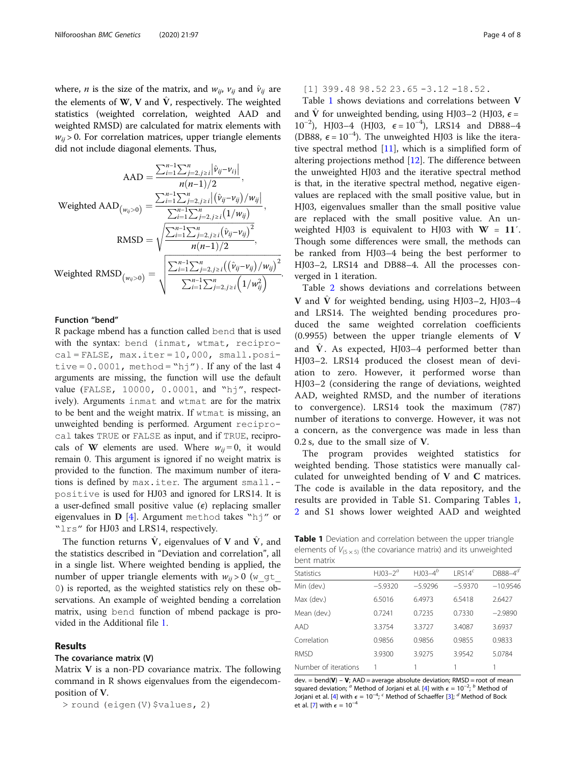where, $n$ is the size of the matrix, and $w_{ij}$, $v_{ij}$ and $\hat{v}_{ij}$ are the elements of $\mathbf{W}$, $\mathbf{V}$ and $\hat{\mathbf{V}}$, respectively. The weighted statistics (weighted correlation, weighted AAD and weighted RMSD) are calculated for matrix elements with $w_{ij} > 0$. For correlation matrices, upper triangle elements did not include diagonal elements. Thus,

$$\text{AAD} = \frac{\sum_{i=1}^{n-1}\sum_{j=2, j\geq i}^{n}\left|\hat{v}_{ij}-v_{ij}\right|}{n(n-1)/2},$$

$$\text{Weighted AAD}_{(w_{ij}>0)} = \frac{\sum_{i=1}^{n-1}\sum_{j=2, j\geq i}^{n}\left|\left(\hat{v}_{ij}-v_{ij}\right)/w_{ij}\right|}{\sum_{i=1}^{n-1}\sum_{j=2, j\geq i}^{n}\left(1/w_{ij}\right)},$$

$$\text{RMSD} = \sqrt{\frac{\sum_{i=1}^{n-1}\sum_{j=2, j\geq i}^{n}\left(\hat{v}_{ij}-v_{ij}\right)^2}{n(n-1)/2}},$$

$$\text{Weighted RMSD}_{(w_{ij}>0)} = \sqrt{\frac{\sum_{i=1}^{n-1}\sum_{j=2, j\geq i}^{n}\left(\left(\hat{v}_{ij}-v_{ij}\right)/w_{ij}\right)^2}{\sum_{i=1}^{n-1}\sum_{j=2, j\geq i}^{n}\left(1/w_{ij}^2\right)}}.$$

### Function "bend"

R package mbend has a function called `bend` that is used with the syntax: `bend (inmat, wtmat, reciprocal = FALSE, max.iter = 10,000, small.positive = 0.0001, method = "hj")`. If any of the last 4 arguments are missing, the function will use the default value (`FALSE`, `10000`, `0.0001`, and `"hj"`, respectively). Arguments `inmat` and `wtmat` are for the matrix to be bent and the weight matrix. If `wtmat` is missing, an unweighted bending is performed. Argument `reciprocal` takes `TRUE` or `FALSE` as input, and if `TRUE`, reciprocals of $\mathbf{W}$ elements are used. Where $w_{ij} = 0$, it would remain 0. This argument is ignored if no weight matrix is provided to the function. The maximum number of iterations is defined by `max.iter`. The argument `small.positive` is used for HJ03 and ignored for LRS14. It is a user-defined small positive value ($\epsilon$) replacing smaller eigenvalues in $\mathbf{D}$ [4]. Argument `method` takes `"hj"` or `"lrs"` for HJ03 and LRS14, respectively.

The function returns $\hat{\mathbf{V}}$, eigenvalues of $\mathbf{V}$ and $\hat{\mathbf{V}}$, and the statistics described in "Deviation and correlation", all in a single list. Where weighted bending is applied, the number of upper triangle elements with $w_{ij} > 0$ (`w_gt_0`) is reported, as the weighted statistics rely on these observations. An example of weighted bending a correlation matrix, using `bend` function of mbend package is provided in the Additional file 1.

## Results

### The covariance matrix (V)

Matrix $\mathbf{V}$ is a non-PD covariance matrix. The following command in R shows eigenvalues from the eigendecomposition of $\mathbf{V}$.

```
> round (eigen(V)$values, 2)
[1] 399.48 98.52 23.65 -3.12 -18.52.
```

Table 1 shows deviations and correlations between $\mathbf{V}$ and $\hat{\mathbf{V}}$ for unweighted bending, using HJ03–2 (HJ03, $\epsilon = 10^{-2}$), HJ03–4 (HJ03, $\epsilon = 10^{-4}$), LRS14 and DB88–4 (DB88, $\epsilon = 10^{-4}$). The unweighted HJ03 is like the iterative spectral method [11], which is a simplified form of altering projections method [12]. The difference between the unweighted HJ03 and the iterative spectral method is that, in the iterative spectral method, negative eigenvalues are replaced with the small positive value, but in HJ03, eigenvalues smaller than the small positive value are replaced with the small positive value. An unweighted HJ03 is equivalent to HJ03 with $\mathbf{W} = \mathbf{11}'$. Though some differences were small, the methods can be ranked from HJ03–4 being the best performer to HJ03–2, LRS14 and DB88–4. All the processes converged in 1 iteration.

Table 2 shows deviations and correlations between $\mathbf{V}$ and $\hat{\mathbf{V}}$ for weighted bending, using HJ03–2, HJ03–4 and LRS14. The weighted bending procedures produced the same weighted correlation coefficients (0.9955) between the upper triangle elements of $\mathbf{V}$ and $\hat{\mathbf{V}}$. As expected, HJ03–4 performed better than HJ03–2. LRS14 produced the closest mean of deviation to zero. However, it performed worse than HJ03–2 (considering the range of deviations, weighted AAD, weighted RMSD, and the number of iterations to convergence). LRS14 took the maximum (787) number of iterations to converge. However, it was not a concern, as the convergence was made in less than 0.2 s, due to the small size of $\mathbf{V}$.

The program provides weighted statistics for weighted bending. Those statistics were manually calculated for unweighted bending of $\mathbf{V}$ and $\mathbf{C}$ matrices. The code is available in the data repository, and the results are provided in Table S1. Comparing Tables 1, 2 and S1 shows lower weighted AAD and weighted

**Table 1** Deviation and correlation between the upper triangle elements of $V_{(5\times5)}$ (the covariance matrix) and its unweighted bent matrix

| Statistics | HJ03–2[a] | HJ03–4[b] | LRS14[c] | DB88–4[d] |
|---|---|---|---|---|
| Min (dev.) | −5.9320 | −5.9296 | −5.9370 | −10.9546 |
| Max (dev.) | 6.5016 | 6.4973 | 6.5418 | 2.6427 |
| Mean (dev.) | 0.7241 | 0.7235 | 0.7330 | −2.9890 |
| AAD | 3.3754 | 3.3727 | 3.4087 | 3.6937 |
| Correlation | 0.9856 | 0.9856 | 0.9855 | 0.9833 |
| RMSD | 3.9300 | 3.9275 | 3.9542 | 5.0784 |
| Number of iterations | 1 | 1 | 1 | 1 |

dev. = bend(**V**) − **V**; AAD = average absolute deviation; RMSD = root of mean squared deviation; [a] Method of Jorjani et al. [4] with $\epsilon = 10^{-2}$; [b] Method of Jorjani et al. [4] with $\epsilon = 10^{-4}$; [c] Method of Schaeffer [3]; [d] Method of Bock et al. [7] with $\epsilon = 10^{-4}$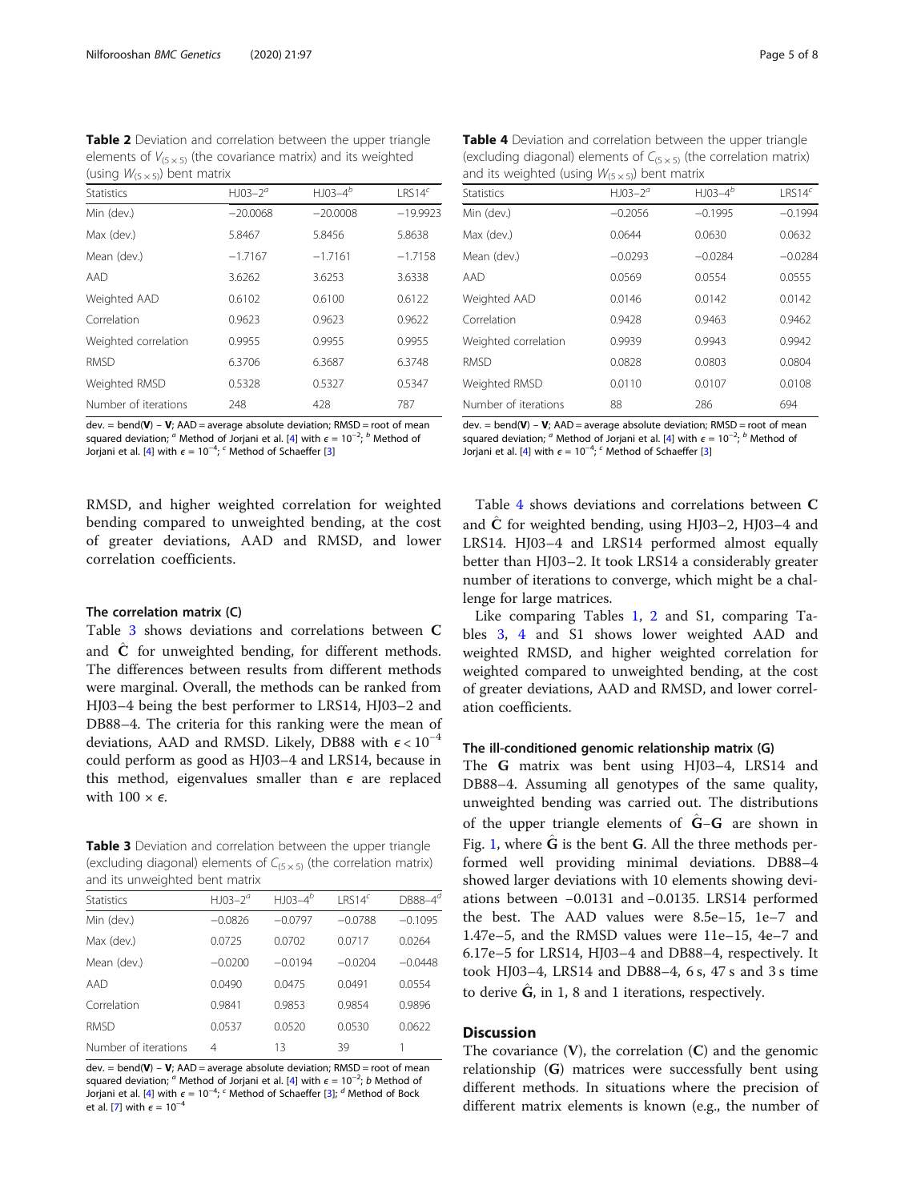**Table 2** Deviation and correlation between the upper triangle elements of $V_{(5\times5)}$ (the covariance matrix) and its weighted (using $W_{(5\times5)}$) bent matrix

| Statistics | HJ03–2[a] | HJ03–4[b] | LRS14[c] |
|---|---|---|---|
| Min (dev.) | −20.0068 | −20.0008 | −19.9923 |
| Max (dev.) | 5.8467 | 5.8456 | 5.8638 |
| Mean (dev.) | −1.7167 | −1.7161 | −1.7158 |
| AAD | 3.6262 | 3.6253 | 3.6338 |
| Weighted AAD | 0.6102 | 0.6100 | 0.6122 |
| Correlation | 0.9623 | 0.9623 | 0.9622 |
| Weighted correlation | 0.9955 | 0.9955 | 0.9955 |
| RMSD | 6.3706 | 6.3687 | 6.3748 |
| Weighted RMSD | 0.5328 | 0.5327 | 0.5347 |
| Number of iterations | 248 | 428 | 787 |

dev. = bend(**V**) − **V**; AAD = average absolute deviation; RMSD = root of mean squared deviation; [a] Method of Jorjani et al. [4] with $\epsilon = 10^{-2}$; [b] Method of Jorjani et al. [4] with $\epsilon = 10^{-4}$; [c] Method of Schaeffer [3]

RMSD, and higher weighted correlation for weighted bending compared to unweighted bending, at the cost of greater deviations, AAD and RMSD, and lower correlation coefficients.

### The correlation matrix (C)

Table 3 shows deviations and correlations between **C** and $\hat{\mathbf{C}}$ for unweighted bending, for different methods. The differences between results from different methods were marginal. Overall, the methods can be ranked from HJ03–4 being the best performer to LRS14, HJ03–2 and DB88–4. The criteria for this ranking were the mean of deviations, AAD and RMSD. Likely, DB88 with $\epsilon < 10^{-4}$ could perform as good as HJ03–4 and LRS14, because in this method, eigenvalues smaller than $\epsilon$ are replaced with $100 \times \epsilon$.

**Table 3** Deviation and correlation between the upper triangle (excluding diagonal) elements of $C_{(5\times5)}$ (the correlation matrix) and its unweighted bent matrix

| Statistics | HJ03–2[a] | HJ03–4[b] | LRS14[c] | DB88–4[d] |
|---|---|---|---|---|
| Min (dev.) | −0.0826 | −0.0797 | −0.0788 | −0.1095 |
| Max (dev.) | 0.0725 | 0.0702 | 0.0717 | 0.0264 |
| Mean (dev.) | −0.0200 | −0.0194 | −0.0204 | −0.0448 |
| AAD | 0.0490 | 0.0475 | 0.0491 | 0.0554 |
| Correlation | 0.9841 | 0.9853 | 0.9854 | 0.9896 |
| RMSD | 0.0537 | 0.0520 | 0.0530 | 0.0622 |
| Number of iterations | 4 | 13 | 39 | 1 |

dev. = bend(**V**) − **V**; AAD = average absolute deviation; RMSD = root of mean squared deviation; [a] Method of Jorjani et al. [4] with $\epsilon = 10^{-2}$; b Method of Jorjani et al. [4] with $\epsilon = 10^{-4}$; [c] Method of Schaeffer [3]; [d] Method of Bock et al. [7] with $\epsilon = 10^{-4}$

**Table 4** Deviation and correlation between the upper triangle (excluding diagonal) elements of $C_{(5\times5)}$ (the correlation matrix) and its weighted (using $W_{(5\times5)}$) bent matrix

| Statistics | HJ03–2[a] | HJ03–4[b] | LRS14[c] |
|---|---|---|---|
| Min (dev.) | −0.2056 | −0.1995 | −0.1994 |
| Max (dev.) | 0.0644 | 0.0630 | 0.0632 |
| Mean (dev.) | −0.0293 | −0.0284 | −0.0284 |
| AAD | 0.0569 | 0.0554 | 0.0555 |
| Weighted AAD | 0.0146 | 0.0142 | 0.0142 |
| Correlation | 0.9428 | 0.9463 | 0.9462 |
| Weighted correlation | 0.9939 | 0.9943 | 0.9942 |
| RMSD | 0.0828 | 0.0803 | 0.0804 |
| Weighted RMSD | 0.0110 | 0.0107 | 0.0108 |
| Number of iterations | 88 | 286 | 694 |

dev. = bend(**V**) − **V**; AAD = average absolute deviation; RMSD = root of mean squared deviation; [a] Method of Jorjani et al. [4] with $\epsilon = 10^{-2}$; [b] Method of Jorjani et al. [4] with $\epsilon = 10^{-4}$; [c] Method of Schaeffer [3]

Table 4 shows deviations and correlations between **C** and $\hat{\mathbf{C}}$ for weighted bending, using HJ03–2, HJ03–4 and LRS14. HJ03–4 and LRS14 performed almost equally better than HJ03–2. It took LRS14 a considerably greater number of iterations to converge, which might be a challenge for large matrices.

Like comparing Tables 1, 2 and S1, comparing Tables 3, 4 and S1 shows lower weighted AAD and weighted RMSD, and higher weighted correlation for weighted compared to unweighted bending, at the cost of greater deviations, AAD and RMSD, and lower correlation coefficients.

### The ill-conditioned genomic relationship matrix (G)

The **G** matrix was bent using HJ03–4, LRS14 and DB88–4. Assuming all genotypes of the same quality, unweighted bending was carried out. The distributions of the upper triangle elements of $\hat{\mathbf{G}}$–**G** are shown in Fig. 1, where $\hat{\mathbf{G}}$ is the bent **G**. All the three methods performed well providing minimal deviations. DB88–4 showed larger deviations with 10 elements showing deviations between −0.0131 and −0.0135. LRS14 performed the best. The AAD values were 8.5e–15, 1e–7 and 1.47e–5, and the RMSD values were 11e–15, 4e–7 and 6.17e–5 for LRS14, HJ03–4 and DB88–4, respectively. It took HJ03–4, LRS14 and DB88–4, 6 s, 47 s and 3 s time to derive $\hat{\mathbf{G}}$, in 1, 8 and 1 iterations, respectively.

## Discussion

The covariance (**V**), the correlation (**C**) and the genomic relationship (**G**) matrices were successfully bent using different methods. In situations where the precision of different matrix elements is known (e.g., the number of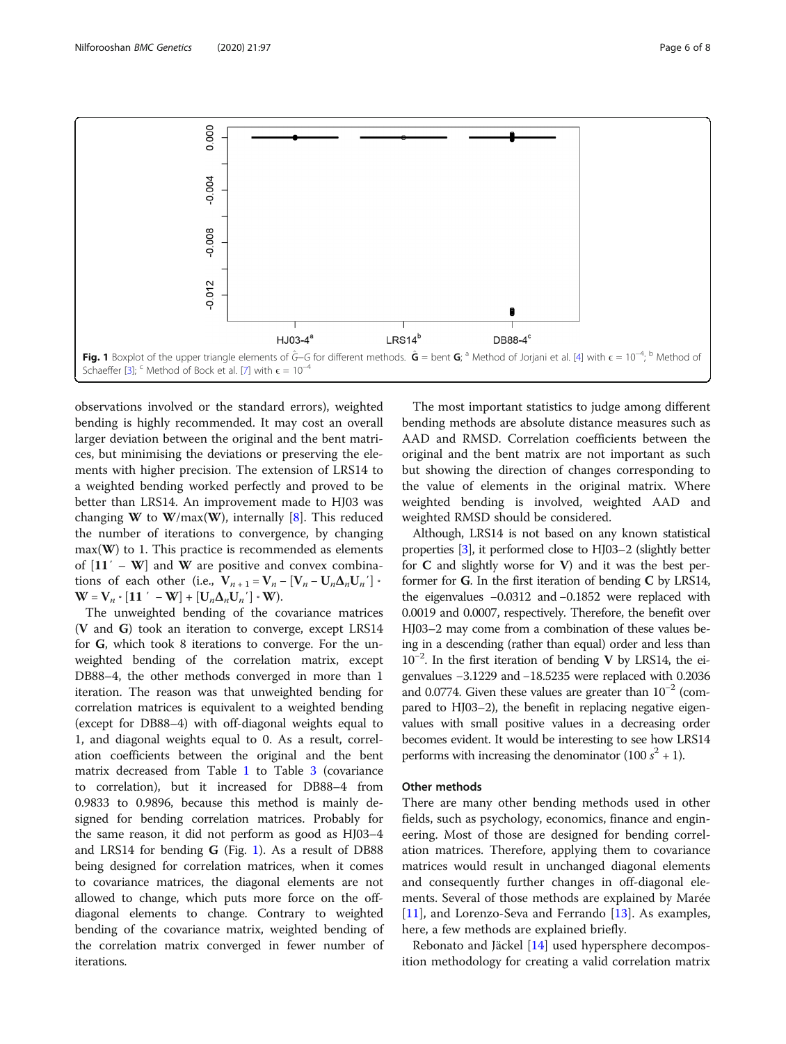Fig. 1 Boxplot of the upper triangle elements of $\hat{G}$–G for different methods. $\hat{\mathbf{G}}$ = bent **G**; [a] Method of Jorjani et al. [4] with ϵ = $10^{-4}$; [b] Method of Schaeffer [3]; [c] Method of Bock et al. [7] with ϵ = $10^{-4}$

observations involved or the standard errors), weighted bending is highly recommended. It may cost an overall larger deviation between the original and the bent matrices, but minimising the deviations or preserving the elements with higher precision. The extension of LRS14 to a weighted bending worked perfectly and proved to be better than LRS14. An improvement made to HJ03 was changing **W** to **W**/max(**W**), internally [8]. This reduced the number of iterations to convergence, by changing max(**W**) to 1. This practice is recommended as elements of $[\mathbf{11}' - \mathbf{W}]$ and **W** are positive and convex combinations of each other (i.e., $\mathbf{V}_{n+1} = \mathbf{V}_n - [\mathbf{V}_n - \mathbf{U}_n\mathbf{\Delta}_n\mathbf{U}_n'] \circ \mathbf{W} = \mathbf{V}_n \circ [\mathbf{11}' - \mathbf{W}] + [\mathbf{U}_n\mathbf{\Delta}_n\mathbf{U}_n'] \circ \mathbf{W}$).

The unweighted bending of the covariance matrices (**V** and **G**) took an iteration to converge, except LRS14 for **G**, which took 8 iterations to converge. For the unweighted bending of the correlation matrix, except DB88–4, the other methods converged in more than 1 iteration. The reason was that unweighted bending for correlation matrices is equivalent to a weighted bending (except for DB88–4) with off-diagonal weights equal to 1, and diagonal weights equal to 0. As a result, correlation coefficients between the original and the bent matrix decreased from Table 1 to Table 3 (covariance to correlation), but it increased for DB88–4 from 0.9833 to 0.9896, because this method is mainly designed for bending correlation matrices. Probably for the same reason, it did not perform as good as HJ03–4 and LRS14 for bending **G** (Fig. 1). As a result of DB88 being designed for correlation matrices, when it comes to covariance matrices, the diagonal elements are not allowed to change, which puts more force on the off-diagonal elements to change. Contrary to weighted bending of the covariance matrix, weighted bending of the correlation matrix converged in fewer number of iterations.

The most important statistics to judge among different bending methods are absolute distance measures such as AAD and RMSD. Correlation coefficients between the original and the bent matrix are not important as such but showing the direction of changes corresponding to the value of elements in the original matrix. Where weighted bending is involved, weighted AAD and weighted RMSD should be considered.

Although, LRS14 is not based on any known statistical properties [3], it performed close to HJ03–2 (slightly better for **C** and slightly worse for **V**) and it was the best performer for **G**. In the first iteration of bending **C** by LRS14, the eigenvalues −0.0312 and −0.1852 were replaced with 0.0019 and 0.0007, respectively. Therefore, the benefit over HJ03–2 may come from a combination of these values being in a descending (rather than equal) order and less than $10^{-2}$. In the first iteration of bending **V** by LRS14, the eigenvalues −3.1229 and −18.5235 were replaced with 0.2036 and 0.0774. Given these values are greater than $10^{-2}$ (compared to HJ03–2), the benefit in replacing negative eigenvalues with small positive values in a decreasing order becomes evident. It would be interesting to see how LRS14 performs with increasing the denominator ($100\,s^2 + 1$).

### Other methods

There are many other bending methods used in other fields, such as psychology, economics, finance and engineering. Most of those are designed for bending correlation matrices. Therefore, applying them to covariance matrices would result in unchanged diagonal elements and consequently further changes in off-diagonal elements. Several of those methods are explained by Marée [11], and Lorenzo-Seva and Ferrando [13]. As examples, here, a few methods are explained briefly.

Rebonato and Jäckel [14] used hypersphere decomposition methodology for creating a valid correlation matrix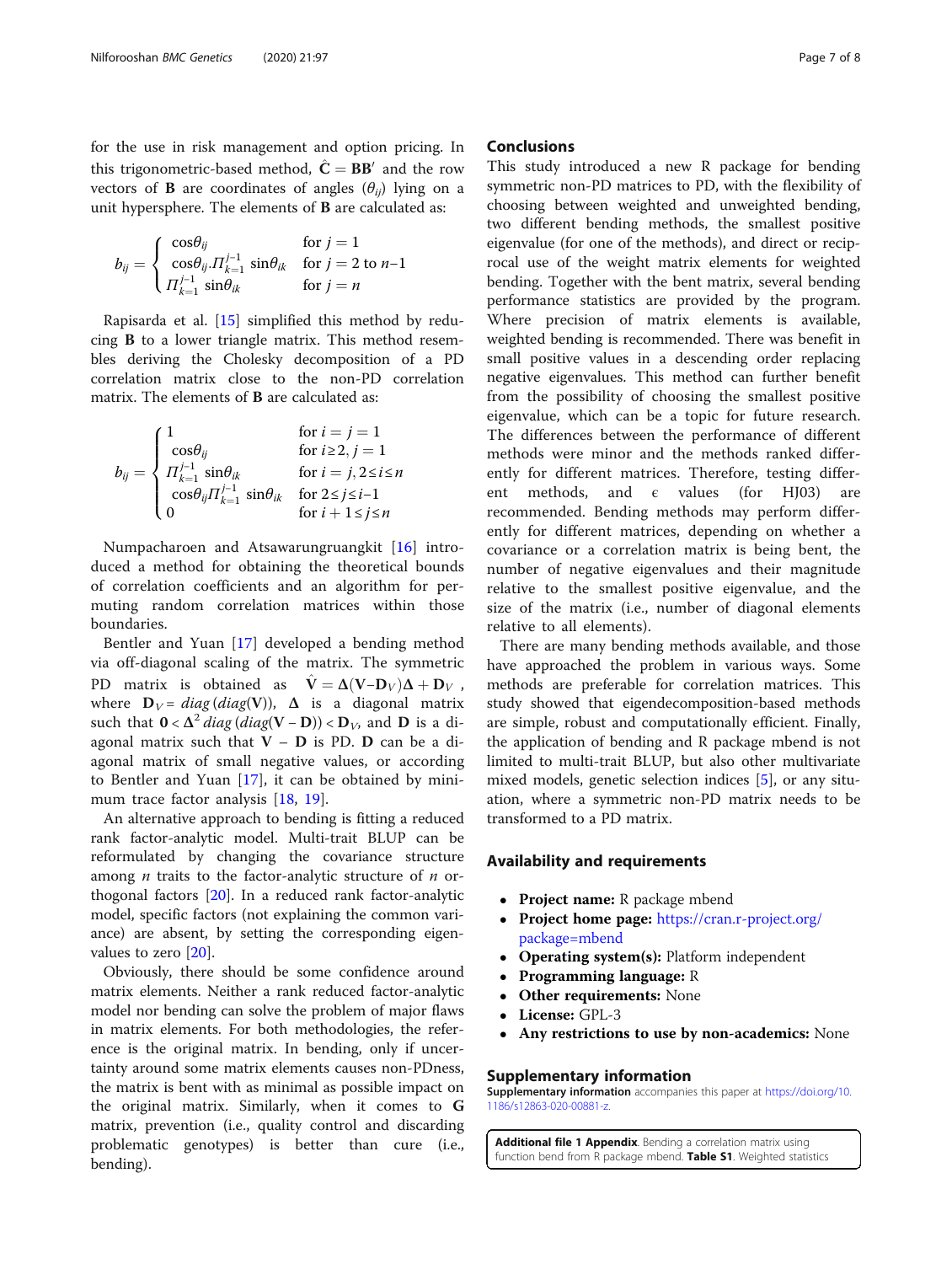for the use in risk management and option pricing. In this trigonometric-based method, $\hat{\mathbf{C}} = \mathbf{BB}'$ and the row vectors of $\mathbf{B}$ are coordinates of angles ($\theta_{ij}$) lying on a unit hypersphere. The elements of $\mathbf{B}$ are calculated as:

$$b_{ij} = \begin{cases} \cos\theta_{ij} & \text{for } j = 1 \\ \cos\theta_{ij}.\Pi_{k=1}^{j-1} \sin\theta_{ik} & \text{for } j = 2 \text{ to } n{-}1 \\ \Pi_{k=1}^{j-1} \sin\theta_{ik} & \text{for } j = n \end{cases}$$

Rapisarda et al. [15] simplified this method by reducing $\mathbf{B}$ to a lower triangle matrix. This method resembles deriving the Cholesky decomposition of a PD correlation matrix close to the non-PD correlation matrix. The elements of $\mathbf{B}$ are calculated as:

$$b_{ij} = \begin{cases} 1 & \text{for } i = j = 1 \\ \cos\theta_{ij} & \text{for } i \geq 2, j = 1 \\ \Pi_{k=1}^{j-1} \sin\theta_{ik} & \text{for } i = j, 2 \leq i \leq n \\ \cos\theta_{ij}\Pi_{k=1}^{j-1} \sin\theta_{ik} & \text{for } 2 \leq j \leq i{-}1 \\ 0 & \text{for } i+1 \leq j \leq n \end{cases}$$

Numpacharoen and Atsawarungruangkit [16] introduced a method for obtaining the theoretical bounds of correlation coefficients and an algorithm for permuting random correlation matrices within those boundaries.

Bentler and Yuan [17] developed a bending method via off-diagonal scaling of the matrix. The symmetric PD matrix is obtained as $\hat{\mathbf{V}} = \mathbf{\Delta}(\mathbf{V}{-}\mathbf{D}_V)\mathbf{\Delta} + \mathbf{D}_V$, where $\mathbf{D}_V = diag\,(diag(\mathbf{V}))$, $\mathbf{\Delta}$ is a diagonal matrix such that $\mathbf{0} < \mathbf{\Delta}^2\, diag\,(diag(\mathbf{V} - \mathbf{D})) < \mathbf{D}_V$, and $\mathbf{D}$ is a diagonal matrix such that $\mathbf{V} - \mathbf{D}$ is PD. $\mathbf{D}$ can be a diagonal matrix of small negative values, or according to Bentler and Yuan [17], it can be obtained by minimum trace factor analysis [18, 19].

An alternative approach to bending is fitting a reduced rank factor-analytic model. Multi-trait BLUP can be reformulated by changing the covariance structure among $n$ traits to the factor-analytic structure of $n$ orthogonal factors [20]. In a reduced rank factor-analytic model, specific factors (not explaining the common variance) are absent, by setting the corresponding eigenvalues to zero [20].

Obviously, there should be some confidence around matrix elements. Neither a rank reduced factor-analytic model nor bending can solve the problem of major flaws in matrix elements. For both methodologies, the reference is the original matrix. In bending, only if uncertainty around some matrix elements causes non-PDness, the matrix is bent with as minimal as possible impact on the original matrix. Similarly, when it comes to $\mathbf{G}$ matrix, prevention (i.e., quality control and discarding problematic genotypes) is better than cure (i.e., bending).

## Conclusions

This study introduced a new R package for bending symmetric non-PD matrices to PD, with the flexibility of choosing between weighted and unweighted bending, two different bending methods, the smallest positive eigenvalue (for one of the methods), and direct or reciprocal use of the weight matrix elements for weighted bending. Together with the bent matrix, several bending performance statistics are provided by the program. Where precision of matrix elements is available, weighted bending is recommended. There was benefit in small positive values in a descending order replacing negative eigenvalues. This method can further benefit from the possibility of choosing the smallest positive eigenvalue, which can be a topic for future research. The differences between the performance of different methods were minor and the methods ranked differently for different matrices. Therefore, testing different methods, and $\epsilon$ values (for HJ03) are recommended. Bending methods may perform differently for different matrices, depending on whether a covariance or a correlation matrix is being bent, the number of negative eigenvalues and their magnitude relative to the smallest positive eigenvalue, and the size of the matrix (i.e., number of diagonal elements relative to all elements).

There are many bending methods available, and those have approached the problem in various ways. Some methods are preferable for correlation matrices. This study showed that eigendecomposition-based methods are simple, robust and computationally efficient. Finally, the application of bending and R package mbend is not limited to multi-trait BLUP, but also other multivariate mixed models, genetic selection indices [5], or any situation, where a symmetric non-PD matrix needs to be transformed to a PD matrix.

## Availability and requirements

- **Project name:** R package mbend
- **Project home page:** https://cran.r-project.org/package=mbend
- **Operating system(s):** Platform independent
- **Programming language:** R
- **Other requirements:** None
- **License:** GPL-3
- **Any restrictions to use by non-academics:** None

## Supplementary information

**Supplementary information** accompanies this paper at https://doi.org/10.1186/s12863-020-00881-z.

**Additional file 1 Appendix**. Bending a correlation matrix using function bend from R package mbend. **Table S1**. Weighted statistics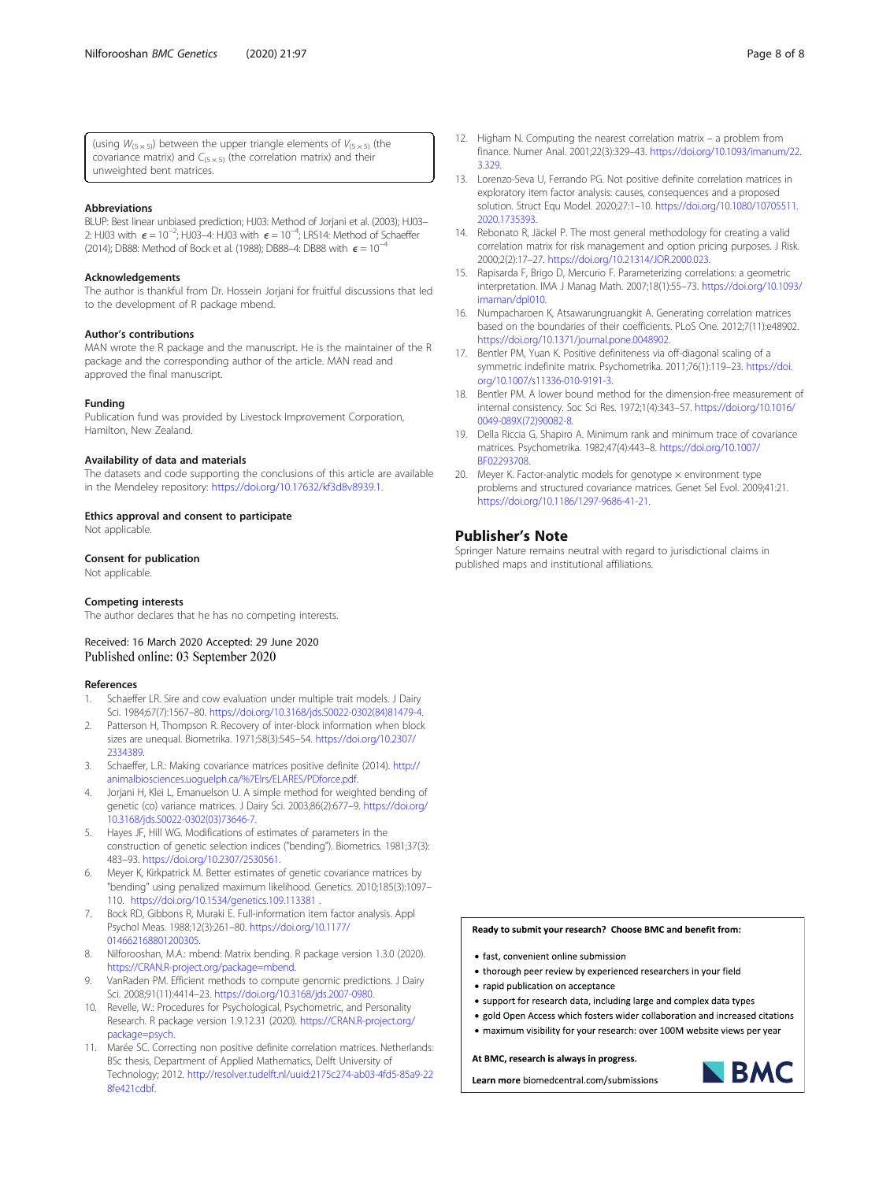(using $W_{(5\times5)}$) between the upper triangle elements of $V_{(5\times5)}$ (the covariance matrix) and $C_{(5\times5)}$ (the correlation matrix) and their unweighted bent matrices.

### Abbreviations

BLUP: Best linear unbiased prediction; HJ03: Method of Jorjani et al. (2003); HJ03–2: HJ03 with $\epsilon = 10^{-2}$; HJ03–4: HJ03 with $\epsilon = 10^{-4}$; LRS14: Method of Schaeffer (2014); DB88: Method of Bock et al. (1988); DB88–4: DB88 with $\epsilon = 10^{-4}$

### Acknowledgements

The author is thankful from Dr. Hossein Jorjani for fruitful discussions that led to the development of R package mbend.

### Author's contributions

MAN wrote the R package and the manuscript. He is the maintainer of the R package and the corresponding author of the article. MAN read and approved the final manuscript.

### Funding

Publication fund was provided by Livestock Improvement Corporation, Hamilton, New Zealand.

### Availability of data and materials

The datasets and code supporting the conclusions of this article are available in the Mendeley repository: https://doi.org/10.17632/kf3d8v8939.1.

### Ethics approval and consent to participate

Not applicable.

### Consent for publication

Not applicable.

### Competing interests

The author declares that he has no competing interests.

Received: 16 March 2020 Accepted: 29 June 2020
Published online: 03 September 2020

### References

1. Schaeffer LR. Sire and cow evaluation under multiple trait models. J Dairy Sci. 1984;67(7):1567–80. https://doi.org/10.3168/jds.S0022-0302(84)81479-4.
2. Patterson H, Thompson R. Recovery of inter-block information when block sizes are unequal. Biometrika. 1971;58(3):545–54. https://doi.org/10.2307/2334389.
3. Schaeffer, L.R.: Making covariance matrices positive definite (2014). http://animalbiosciences.uoguelph.ca/%7Elrs/ELARES/PDforce.pdf.
4. Jorjani H, Klei L, Emanuelson U. A simple method for weighted bending of genetic (co) variance matrices. J Dairy Sci. 2003;86(2):677–9. https://doi.org/10.3168/jds.S0022-0302(03)73646-7.
5. Hayes JF, Hill WG. Modifications of estimates of parameters in the construction of genetic selection indices ("bending"). Biometrics. 1981;37(3):483–93. https://doi.org/10.2307/2530561.
6. Meyer K, Kirkpatrick M. Better estimates of genetic covariance matrices by "bending" using penalized maximum likelihood. Genetics. 2010;185(3):1097–110. https://doi.org/10.1534/genetics.109.113381 .
7. Bock RD, Gibbons R, Muraki E. Full-information item factor analysis. Appl Psychol Meas. 1988;12(3):261–80. https://doi.org/10.1177/014662168801200305.
8. Nilforooshan, M.A.: mbend: Matrix bending. R package version 1.3.0 (2020). https://CRAN.R-project.org/package=mbend.
9. VanRaden PM. Efficient methods to compute genomic predictions. J Dairy Sci. 2008;91(11):4414–23. https://doi.org/10.3168/jds.2007-0980.
10. Revelle, W.: Procedures for Psychological, Psychometric, and Personality Research. R package version 1.9.12.31 (2020). https://CRAN.R-project.org/package=psych.
11. Marée SC. Correcting non positive definite correlation matrices. Netherlands: BSc thesis, Department of Applied Mathematics, Delft University of Technology; 2012. http://resolver.tudelft.nl/uuid:2175c274-ab03-4fd5-85a9-228fe421cdbf.
12. Higham N. Computing the nearest correlation matrix – a problem from finance. Numer Anal. 2001;22(3):329–43. https://doi.org/10.1093/imanum/22.3.329.
13. Lorenzo-Seva U, Ferrando PG. Not positive definite correlation matrices in exploratory item factor analysis: causes, consequences and a proposed solution. Struct Equ Model. 2020;27:1–10. https://doi.org/10.1080/10705511.2020.1735393.
14. Rebonato R, Jäckel P. The most general methodology for creating a valid correlation matrix for risk management and option pricing purposes. J Risk. 2000;2(2):17–27. https://doi.org/10.21314/JOR.2000.023.
15. Rapisarda F, Brigo D, Mercurio F. Parameterizing correlations: a geometric interpretation. IMA J Manag Math. 2007;18(1):55–73. https://doi.org/10.1093/imaman/dpl010.
16. Numpacharoen K, Atsawarungruangkit A. Generating correlation matrices based on the boundaries of their coefficients. PLoS One. 2012;7(11):e48902. https://doi.org/10.1371/journal.pone.0048902.
17. Bentler PM, Yuan K. Positive definiteness via off-diagonal scaling of a symmetric indefinite matrix. Psychometrika. 2011;76(1):119–23. https://doi.org/10.1007/s11336-010-9191-3.
18. Bentler PM. A lower bound method for the dimension-free measurement of internal consistency. Soc Sci Res. 1972;1(4):343–57. https://doi.org/10.1016/0049-089X(72)90082-8.
19. Della Riccia G, Shapiro A. Minimum rank and minimum trace of covariance matrices. Psychometrika. 1982;47(4):443–8. https://doi.org/10.1007/BF02293708.
20. Meyer K. Factor-analytic models for genotype × environment type problems and structured covariance matrices. Genet Sel Evol. 2009;41:21. https://doi.org/10.1186/1297-9686-41-21.

## Publisher's Note

Springer Nature remains neutral with regard to jurisdictional claims in published maps and institutional affiliations.

**Ready to submit your research? Choose BMC and benefit from:**

- fast, convenient online submission
- thorough peer review by experienced researchers in your field
- rapid publication on acceptance
- support for research data, including large and complex data types
- gold Open Access which fosters wider collaboration and increased citations
- maximum visibility for your research: over 100M website views per year

**At BMC, research is always in progress.**

**Learn more** biomedcentral.com/submissions

BMC